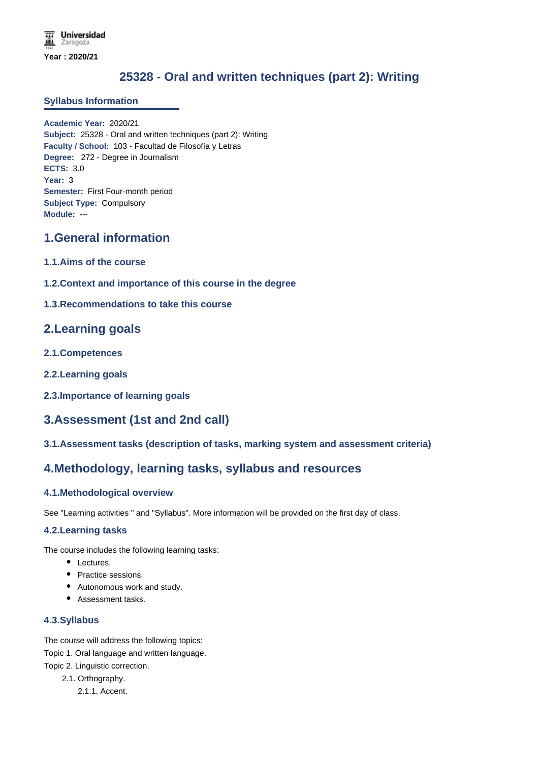Year : 2020/21

# 25328 - Oral and written techniques (part 2): Writing

## Syllabus Information

**Academic Year:** 2020/21
**Subject:** 25328 - Oral and written techniques (part 2): Writing
**Faculty / School:** 103 - Facultad de Filosofía y Letras
**Degree:** 272 - Degree in Journalism
**ECTS:** 3.0
**Year:** 3
**Semester:** First Four-month period
**Subject Type:** Compulsory
**Module:** ---

## 1.General information

### 1.1.Aims of the course

### 1.2.Context and importance of this course in the degree

### 1.3.Recommendations to take this course

## 2.Learning goals

### 2.1.Competences

### 2.2.Learning goals

### 2.3.Importance of learning goals

## 3.Assessment (1st and 2nd call)

### 3.1.Assessment tasks (description of tasks, marking system and assessment criteria)

## 4.Methodology, learning tasks, syllabus and resources

### 4.1.Methodological overview

See "Learning activities " and "Syllabus". More information will be provided on the first day of class.

### 4.2.Learning tasks

The course includes the following learning tasks:

- Lectures.
- Practice sessions.
- Autonomous work and study.
- Assessment tasks.

### 4.3.Syllabus

The course will address the following topics:

Topic 1. Oral language and written language.

Topic 2. Linguistic correction.

- 2.1. Orthography.
  - 2.1.1. Accent.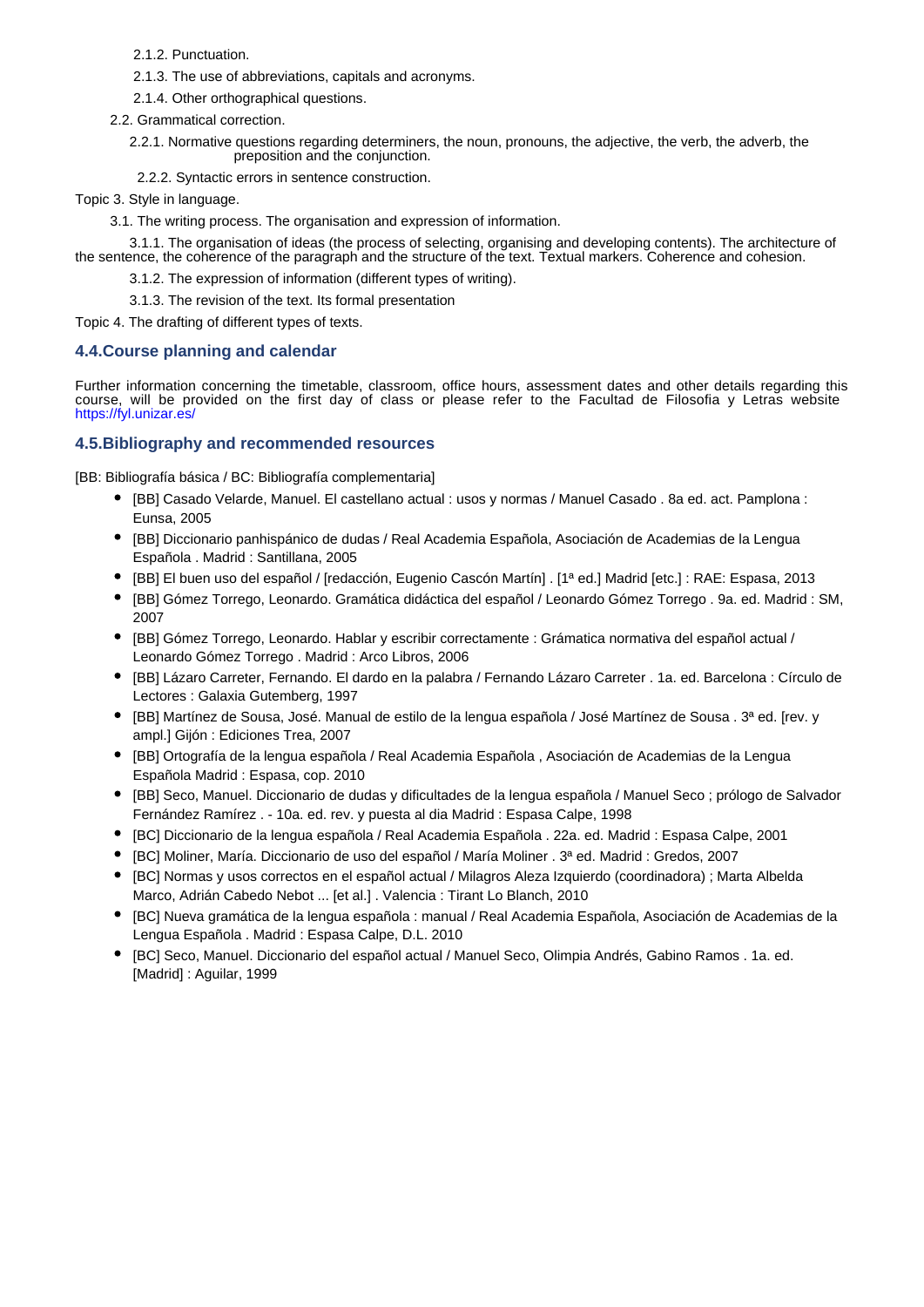2.1.2. Punctuation.

2.1.3. The use of abbreviations, capitals and acronyms.

2.1.4. Other orthographical questions.

2.2. Grammatical correction.

2.2.1. Normative questions regarding determiners, the noun, pronouns, the adjective, the verb, the adverb, the preposition and the conjunction.

2.2.2. Syntactic errors in sentence construction.

Topic 3. Style in language.

3.1. The writing process. The organisation and expression of information.

3.1.1. The organisation of ideas (the process of selecting, organising and developing contents). The architecture of the sentence, the coherence of the paragraph and the structure of the text. Textual markers. Coherence and cohesion.

3.1.2. The expression of information (different types of writing).

3.1.3. The revision of the text. Its formal presentation

Topic 4. The drafting of different types of texts.

### 4.4.Course planning and calendar

Further information concerning the timetable, classroom, office hours, assessment dates and other details regarding this course, will be provided on the first day of class or please refer to the Facultad de Filosofia y Letras website https://fyl.unizar.es/

### 4.5.Bibliography and recommended resources

[BB: Bibliografía básica / BC: Bibliografía complementaria]

- [BB] Casado Velarde, Manuel. El castellano actual : usos y normas / Manuel Casado . 8a ed. act. Pamplona : Eunsa, 2005
- [BB] Diccionario panhispánico de dudas / Real Academia Española, Asociación de Academias de la Lengua Española . Madrid : Santillana, 2005
- [BB] El buen uso del español / [redacción, Eugenio Cascón Martín] . [1ª ed.] Madrid [etc.] : RAE: Espasa, 2013
- [BB] Gómez Torrego, Leonardo. Gramática didáctica del español / Leonardo Gómez Torrego . 9a. ed. Madrid : SM, 2007
- [BB] Gómez Torrego, Leonardo. Hablar y escribir correctamente : Grámatica normativa del español actual / Leonardo Gómez Torrego . Madrid : Arco Libros, 2006
- [BB] Lázaro Carreter, Fernando. El dardo en la palabra / Fernando Lázaro Carreter . 1a. ed. Barcelona : Círculo de Lectores : Galaxia Gutemberg, 1997
- [BB] Martínez de Sousa, José. Manual de estilo de la lengua española / José Martínez de Sousa . 3ª ed. [rev. y ampl.] Gijón : Ediciones Trea, 2007
- [BB] Ortografía de la lengua española / Real Academia Española , Asociación de Academias de la Lengua Española Madrid : Espasa, cop. 2010
- [BB] Seco, Manuel. Diccionario de dudas y dificultades de la lengua española / Manuel Seco ; prólogo de Salvador Fernández Ramírez . - 10a. ed. rev. y puesta al dia Madrid : Espasa Calpe, 1998
- [BC] Diccionario de la lengua española / Real Academia Española . 22a. ed. Madrid : Espasa Calpe, 2001
- [BC] Moliner, María. Diccionario de uso del español / María Moliner . 3ª ed. Madrid : Gredos, 2007
- [BC] Normas y usos correctos en el español actual / Milagros Aleza Izquierdo (coordinadora) ; Marta Albelda Marco, Adrián Cabedo Nebot ... [et al.] . Valencia : Tirant Lo Blanch, 2010
- [BC] Nueva gramática de la lengua española : manual / Real Academia Española, Asociación de Academias de la Lengua Española . Madrid : Espasa Calpe, D.L. 2010
- [BC] Seco, Manuel. Diccionario del español actual / Manuel Seco, Olimpia Andrés, Gabino Ramos . 1a. ed. [Madrid] : Aguilar, 1999